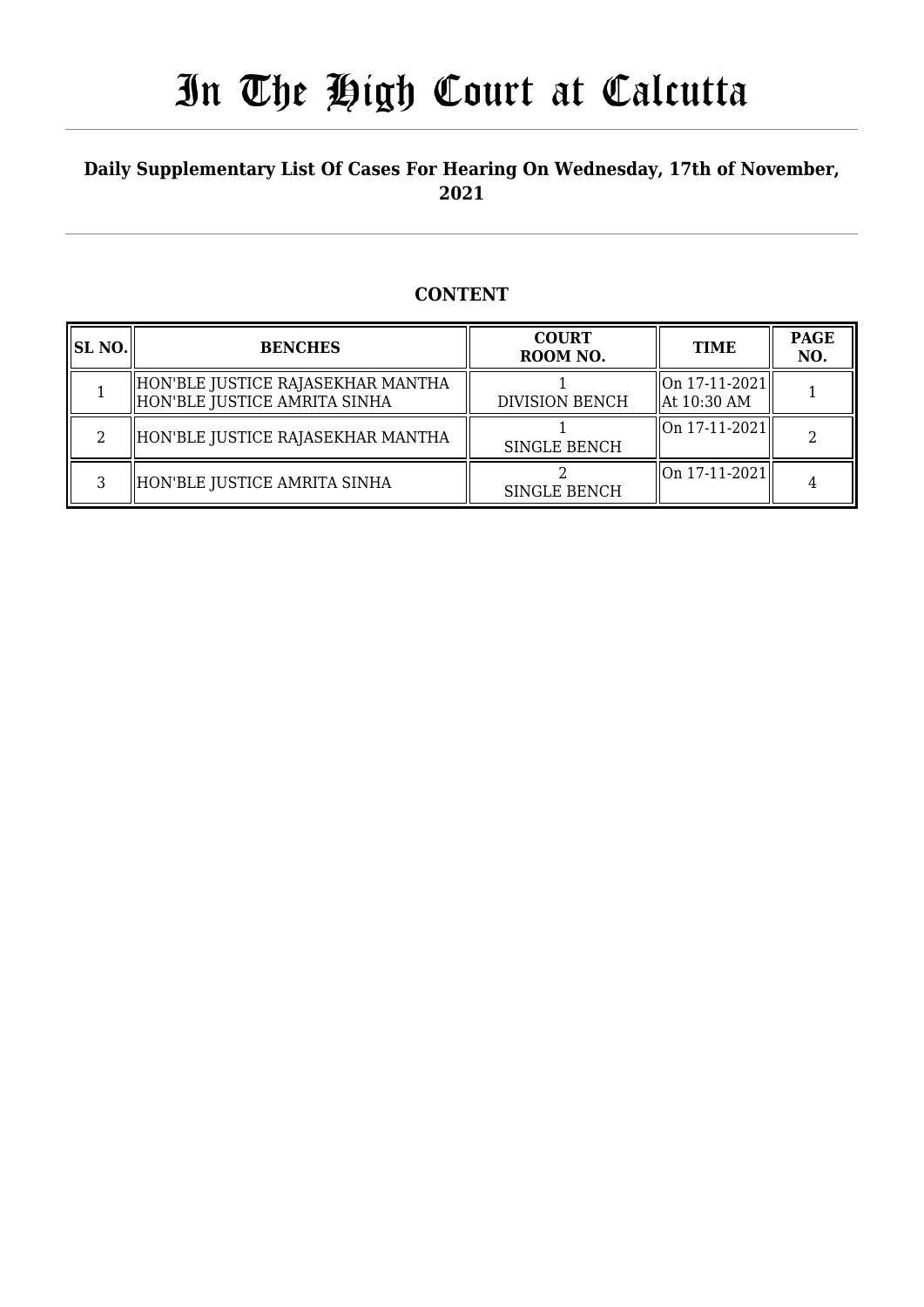# In The High Court at Calcutta

**Daily Supplementary List Of Cases For Hearing On Wednesday, 17th of November, 2021**

## CONTENT

| SL NO. | BENCHES | COURT ROOM NO. | TIME | PAGE NO. |
|---|---|---|---|---|
| 1 | HON'BLE JUSTICE RAJASEKHAR MANTHA<br>HON'BLE JUSTICE AMRITA SINHA | 1<br>DIVISION BENCH | On 17-11-2021<br>At 10:30 AM | 1 |
| 2 | HON'BLE JUSTICE RAJASEKHAR MANTHA | 1<br>SINGLE BENCH | On 17-11-2021 | 2 |
| 3 | HON'BLE JUSTICE AMRITA SINHA | 2<br>SINGLE BENCH | On 17-11-2021 | 4 |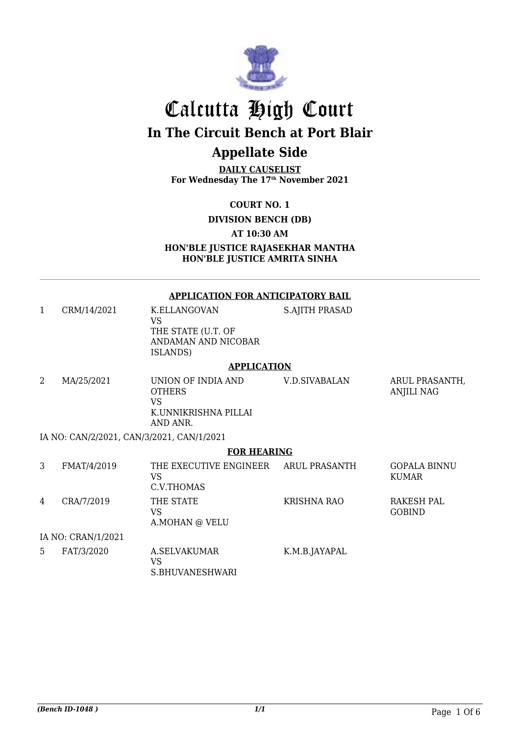# Calcutta High Court

## In The Circuit Bench at Port Blair

## Appellate Side

**DAILY CAUSELIST**
**For Wednesday The 17th November 2021**

**COURT NO. 1**

**DIVISION BENCH (DB)**

**AT 10:30 AM**

**HON'BLE JUSTICE RAJASEKHAR MANTHA**
**HON'BLE JUSTICE AMRITA SINHA**

---

**APPLICATION FOR ANTICIPATORY BAIL**

| | | | | |
|---|---|---|---|---|
| 1 | CRM/14/2021 | K.ELLANGOVAN VS THE STATE (U.T. OF ANDAMAN AND NICOBAR ISLANDS) | S.AJITH PRASAD | |

**APPLICATION**

| | | | | |
|---|---|---|---|---|
| 2 | MA/25/2021 | UNION OF INDIA AND OTHERS VS K.UNNIKRISHNA PILLAI AND ANR. | V.D.SIVABALAN | ARUL PRASANTH, ANJILI NAG |

IA NO: CAN/2/2021, CAN/3/2021, CAN/1/2021

**FOR HEARING**

| | | | | |
|---|---|---|---|---|
| 3 | FMAT/4/2019 | THE EXECUTIVE ENGINEER VS C.V.THOMAS | ARUL PRASANTH | GOPALA BINNU KUMAR |
| 4 | CRA/7/2019 | THE STATE VS A.MOHAN @ VELU | KRISHNA RAO | RAKESH PAL GOBIND |

IA NO: CRAN/1/2021

| | | | | |
|---|---|---|---|---|
| 5 | FAT/3/2020 | A.SELVAKUMAR VS S.BHUVANESHWARI | K.M.B.JAYAPAL | |

*(Bench ID-1048 )* 1/1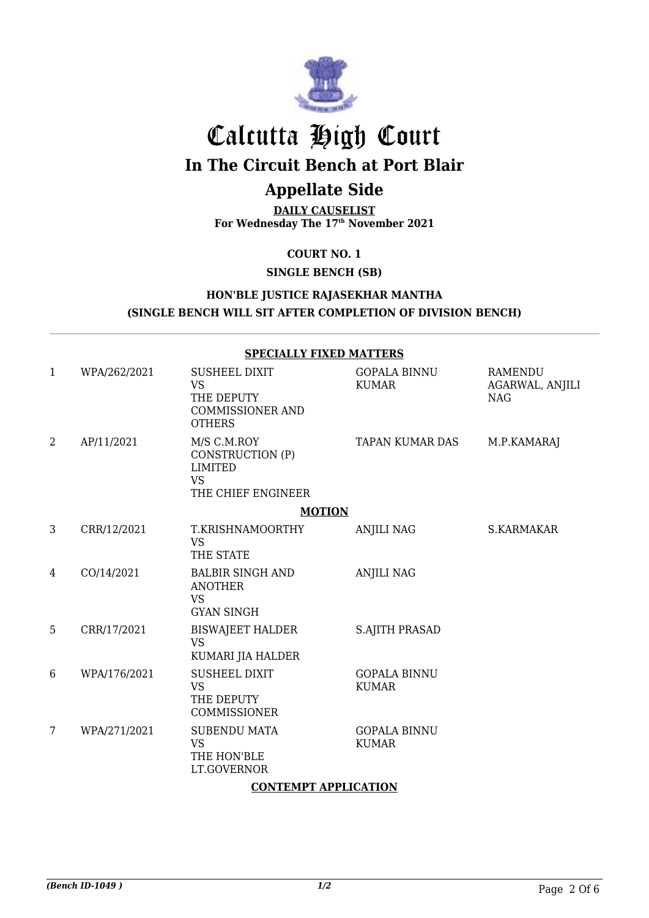# Calcutta High Court

## In The Circuit Bench at Port Blair

## Appellate Side

**DAILY CAUSELIST**
**For Wednesday The 17th November 2021**

**COURT NO. 1**

**SINGLE BENCH (SB)**

**HON'BLE JUSTICE RAJASEKHAR MANTHA**
**(SINGLE BENCH WILL SIT AFTER COMPLETION OF DIVISION BENCH)**

**SPECIALLY FIXED MATTERS**

| | | | | |
|---|---|---|---|---|
| 1 | WPA/262/2021 | SUSHEEL DIXIT VS THE DEPUTY COMMISSIONER AND OTHERS | GOPALA BINNU KUMAR | RAMENDU AGARWAL, ANJILI NAG |
| 2 | AP/11/2021 | M/S C.M.ROY CONSTRUCTION (P) LIMITED VS THE CHIEF ENGINEER | TAPAN KUMAR DAS | M.P.KAMARAJ |

**MOTION**

| | | | | |
|---|---|---|---|---|
| 3 | CRR/12/2021 | T.KRISHNAMOORTHY VS THE STATE | ANJILI NAG | S.KARMAKAR |
| 4 | CO/14/2021 | BALBIR SINGH AND ANOTHER VS GYAN SINGH | ANJILI NAG | |
| 5 | CRR/17/2021 | BISWAJEET HALDER VS KUMARI JIA HALDER | S.AJITH PRASAD | |
| 6 | WPA/176/2021 | SUSHEEL DIXIT VS THE DEPUTY COMMISSIONER | GOPALA BINNU KUMAR | |
| 7 | WPA/271/2021 | SUBENDU MATA VS THE HON'BLE LT.GOVERNOR | GOPALA BINNU KUMAR | |

**CONTEMPT APPLICATION**

*(Bench ID-1049 )* 1/2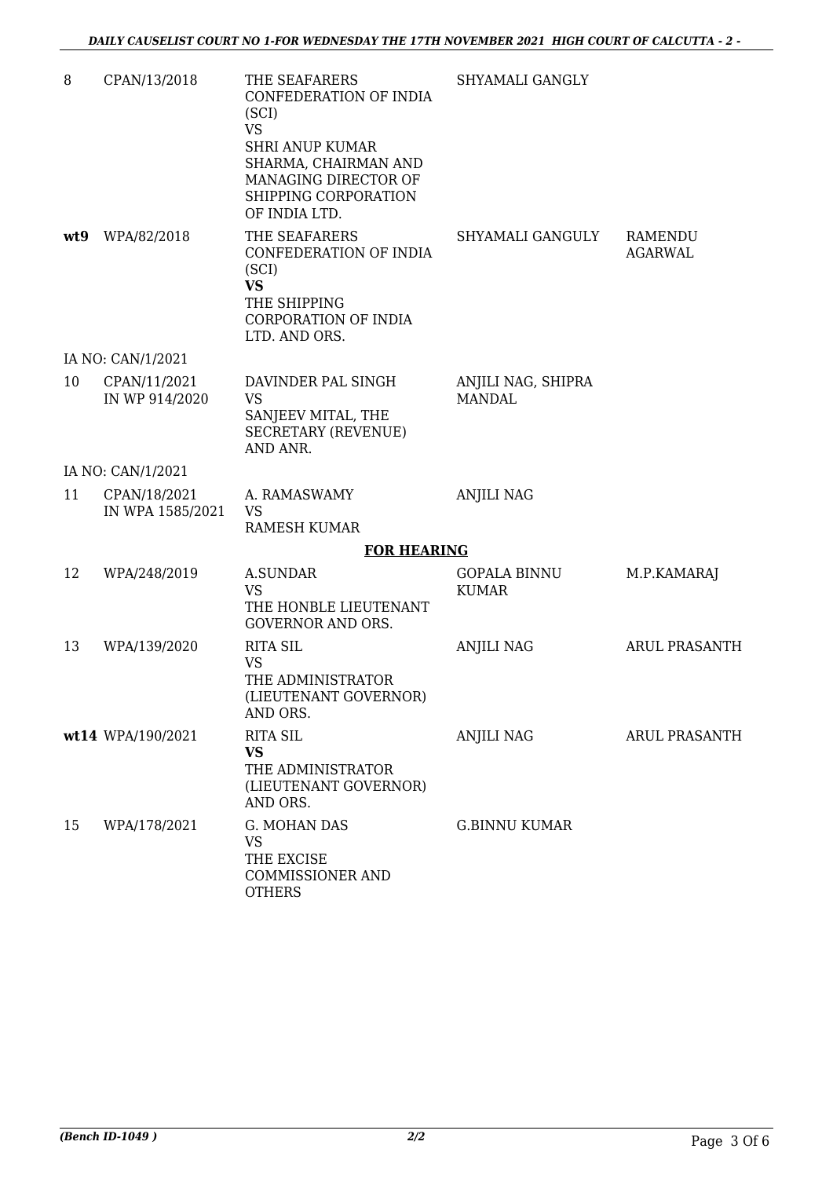| | | | | |
|---|---|---|---|---|
| 8 | CPAN/13/2018 | THE SEAFARERS CONFEDERATION OF INDIA (SCI)<br>VS<br>SHRI ANUP KUMAR SHARMA, CHAIRMAN AND MANAGING DIRECTOR OF SHIPPING CORPORATION OF INDIA LTD. | SHYAMALI GANGLY | |
| **wt9** | WPA/82/2018 | THE SEAFARERS CONFEDERATION OF INDIA (SCI)<br>**VS**<br>THE SHIPPING CORPORATION OF INDIA LTD. AND ORS. | SHYAMALI GANGULY | RAMENDU AGARWAL |
| IA NO: CAN/1/2021 | | | | |
| 10 | CPAN/11/2021 IN WP 914/2020 | DAVINDER PAL SINGH<br>VS<br>SANJEEV MITAL, THE SECRETARY (REVENUE) AND ANR. | ANJILI NAG, SHIPRA MANDAL | |
| IA NO: CAN/1/2021 | | | | |
| 11 | CPAN/18/2021 IN WPA 1585/2021 | A. RAMASWAMY<br>VS<br>RAMESH KUMAR | ANJILI NAG | |
| | | **FOR HEARING** | | |
| 12 | WPA/248/2019 | A.SUNDAR<br>VS<br>THE HONBLE LIEUTENANT GOVERNOR AND ORS. | GOPALA BINNU KUMAR | M.P.KAMARAJ |
| 13 | WPA/139/2020 | RITA SIL<br>VS<br>THE ADMINISTRATOR (LIEUTENANT GOVERNOR) AND ORS. | ANJILI NAG | ARUL PRASANTH |
| **wt14** | WPA/190/2021 | RITA SIL<br>**VS**<br>THE ADMINISTRATOR (LIEUTENANT GOVERNOR) AND ORS. | ANJILI NAG | ARUL PRASANTH |
| 15 | WPA/178/2021 | G. MOHAN DAS<br>VS<br>THE EXCISE COMMISSIONER AND OTHERS | G.BINNU KUMAR | |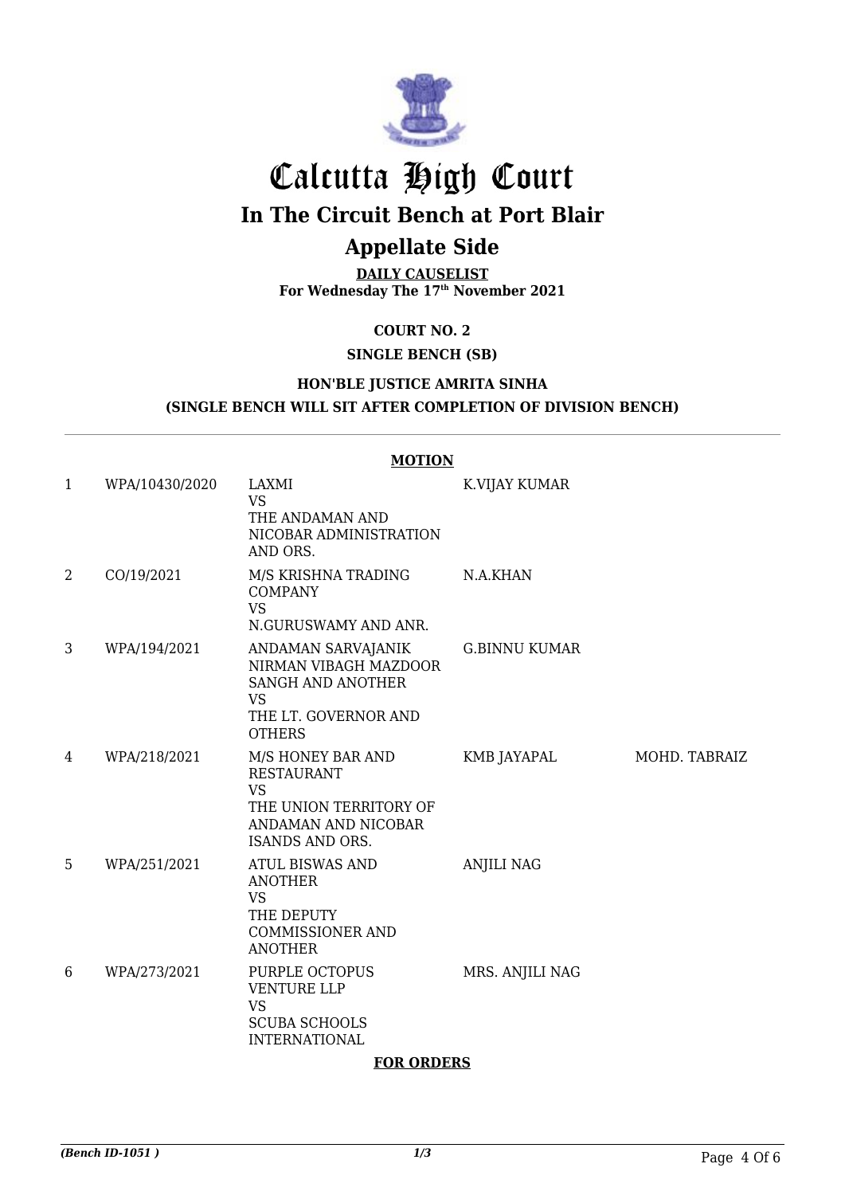# Calcutta High Court

## In The Circuit Bench at Port Blair

## Appellate Side

**DAILY CAUSELIST**
**For Wednesday The 17th November 2021**

**COURT NO. 2**

**SINGLE BENCH (SB)**

**HON'BLE JUSTICE AMRITA SINHA**
**(SINGLE BENCH WILL SIT AFTER COMPLETION OF DIVISION BENCH)**

**MOTION**

| | | | | |
|---|---|---|---|---|
| 1 | WPA/10430/2020 | LAXMI VS THE ANDAMAN AND NICOBAR ADMINISTRATION AND ORS. | K.VIJAY KUMAR | |
| 2 | CO/19/2021 | M/S KRISHNA TRADING COMPANY VS N.GURUSWAMY AND ANR. | N.A.KHAN | |
| 3 | WPA/194/2021 | ANDAMAN SARVAJANIK NIRMAN VIBAGH MAZDOOR SANGH AND ANOTHER VS THE LT. GOVERNOR AND OTHERS | G.BINNU KUMAR | |
| 4 | WPA/218/2021 | M/S HONEY BAR AND RESTAURANT VS THE UNION TERRITORY OF ANDAMAN AND NICOBAR ISANDS AND ORS. | KMB JAYAPAL | MOHD. TABRAIZ |
| 5 | WPA/251/2021 | ATUL BISWAS AND ANOTHER VS THE DEPUTY COMMISSIONER AND ANOTHER | ANJILI NAG | |
| 6 | WPA/273/2021 | PURPLE OCTOPUS VENTURE LLP VS SCUBA SCHOOLS INTERNATIONAL | MRS. ANJILI NAG | |

**FOR ORDERS**

*(Bench ID-1051 )*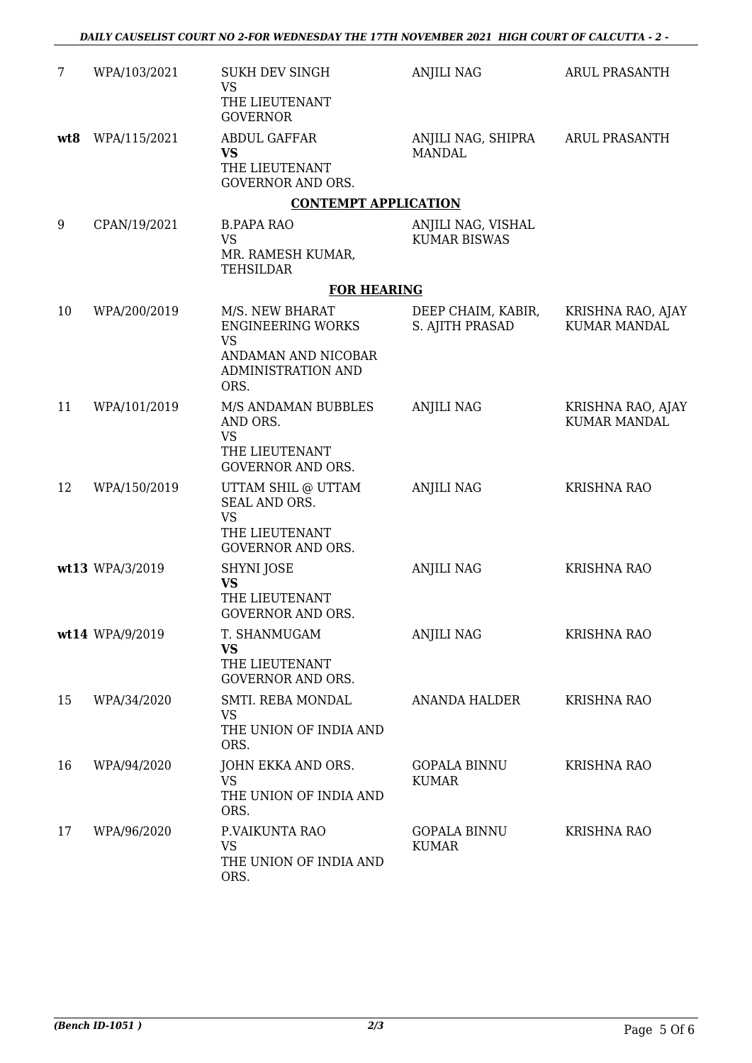| 7 | WPA/103/2021 | SUKH DEV SINGH<br>VS<br>THE LIEUTENANT GOVERNOR | ANJILI NAG | ARUL PRASANTH |
|---|---|---|---|---|
| **wt8** | WPA/115/2021 | ABDUL GAFFAR<br>**VS**<br>THE LIEUTENANT GOVERNOR AND ORS. | ANJILI NAG, SHIPRA MANDAL | ARUL PRASANTH |

**CONTEMPT APPLICATION**

| 9 | CPAN/19/2021 | B.PAPA RAO<br>VS<br>MR. RAMESH KUMAR, TEHSILDAR | ANJILI NAG, VISHAL KUMAR BISWAS | |
|---|---|---|---|---|

**FOR HEARING**

| 10 | WPA/200/2019 | M/S. NEW BHARAT ENGINEERING WORKS<br>VS<br>ANDAMAN AND NICOBAR ADMINISTRATION AND ORS. | DEEP CHAIM, KABIR, S. AJITH PRASAD | KRISHNA RAO, AJAY KUMAR MANDAL |
|---|---|---|---|---|
| 11 | WPA/101/2019 | M/S ANDAMAN BUBBLES AND ORS.<br>VS<br>THE LIEUTENANT GOVERNOR AND ORS. | ANJILI NAG | KRISHNA RAO, AJAY KUMAR MANDAL |
| 12 | WPA/150/2019 | UTTAM SHIL @ UTTAM SEAL AND ORS.<br>VS<br>THE LIEUTENANT GOVERNOR AND ORS. | ANJILI NAG | KRISHNA RAO |
| **wt13** | WPA/3/2019 | SHYNI JOSE<br>**VS**<br>THE LIEUTENANT GOVERNOR AND ORS. | ANJILI NAG | KRISHNA RAO |
| **wt14** | WPA/9/2019 | T. SHANMUGAM<br>**VS**<br>THE LIEUTENANT GOVERNOR AND ORS. | ANJILI NAG | KRISHNA RAO |
| 15 | WPA/34/2020 | SMTI. REBA MONDAL<br>VS<br>THE UNION OF INDIA AND ORS. | ANANDA HALDER | KRISHNA RAO |
| 16 | WPA/94/2020 | JOHN EKKA AND ORS.<br>VS<br>THE UNION OF INDIA AND ORS. | GOPALA BINNU KUMAR | KRISHNA RAO |
| 17 | WPA/96/2020 | P.VAIKUNTA RAO<br>VS<br>THE UNION OF INDIA AND ORS. | GOPALA BINNU KUMAR | KRISHNA RAO |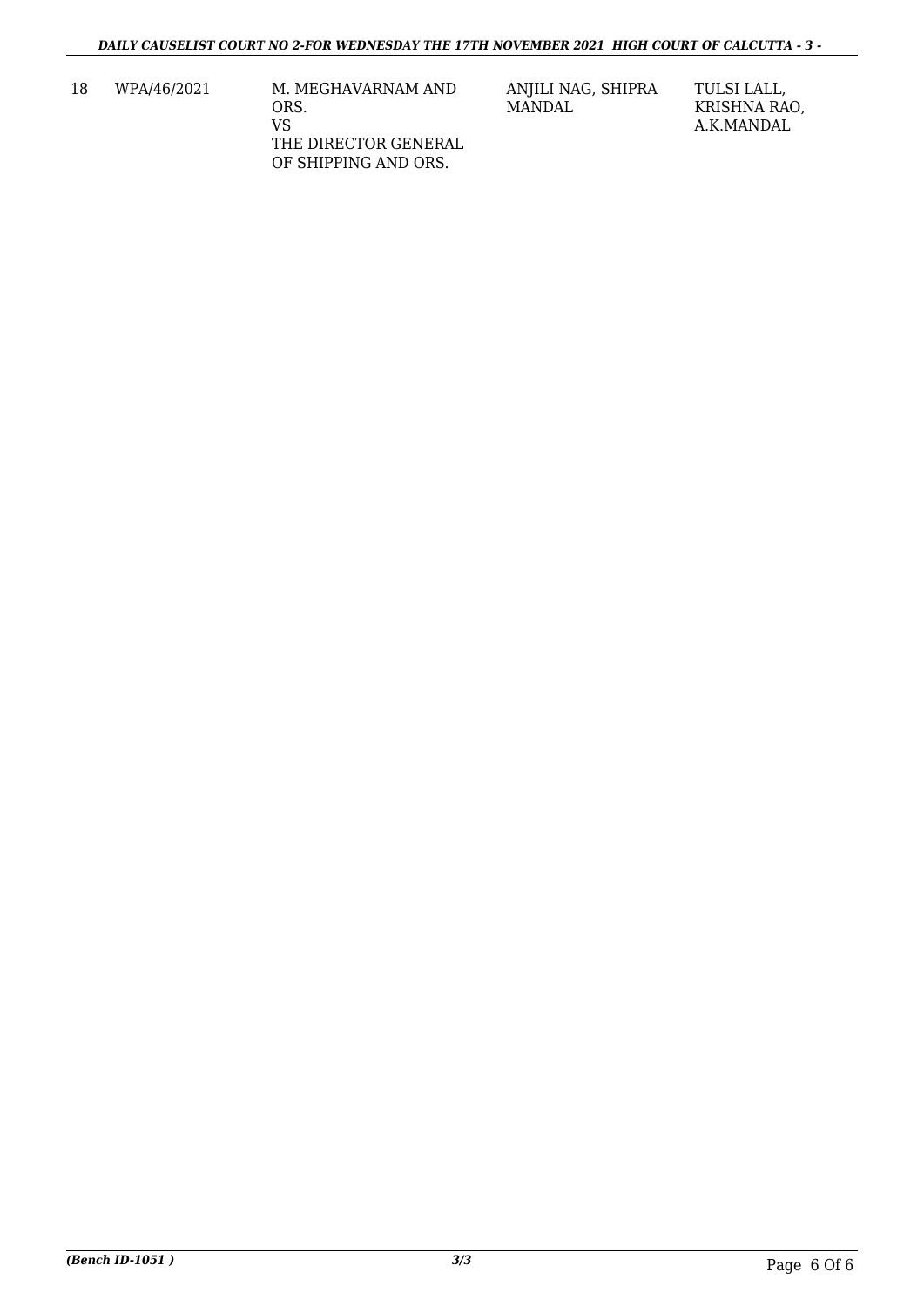| | | | | |
|---|---|---|---|---|
| 18 | WPA/46/2021 | M. MEGHAVARNAM AND ORS. VS THE DIRECTOR GENERAL OF SHIPPING AND ORS. | ANJILI NAG, SHIPRA MANDAL | TULSI LALL, KRISHNA RAO, A.K.MANDAL |

*(Bench ID-1051 )* ***3/3***